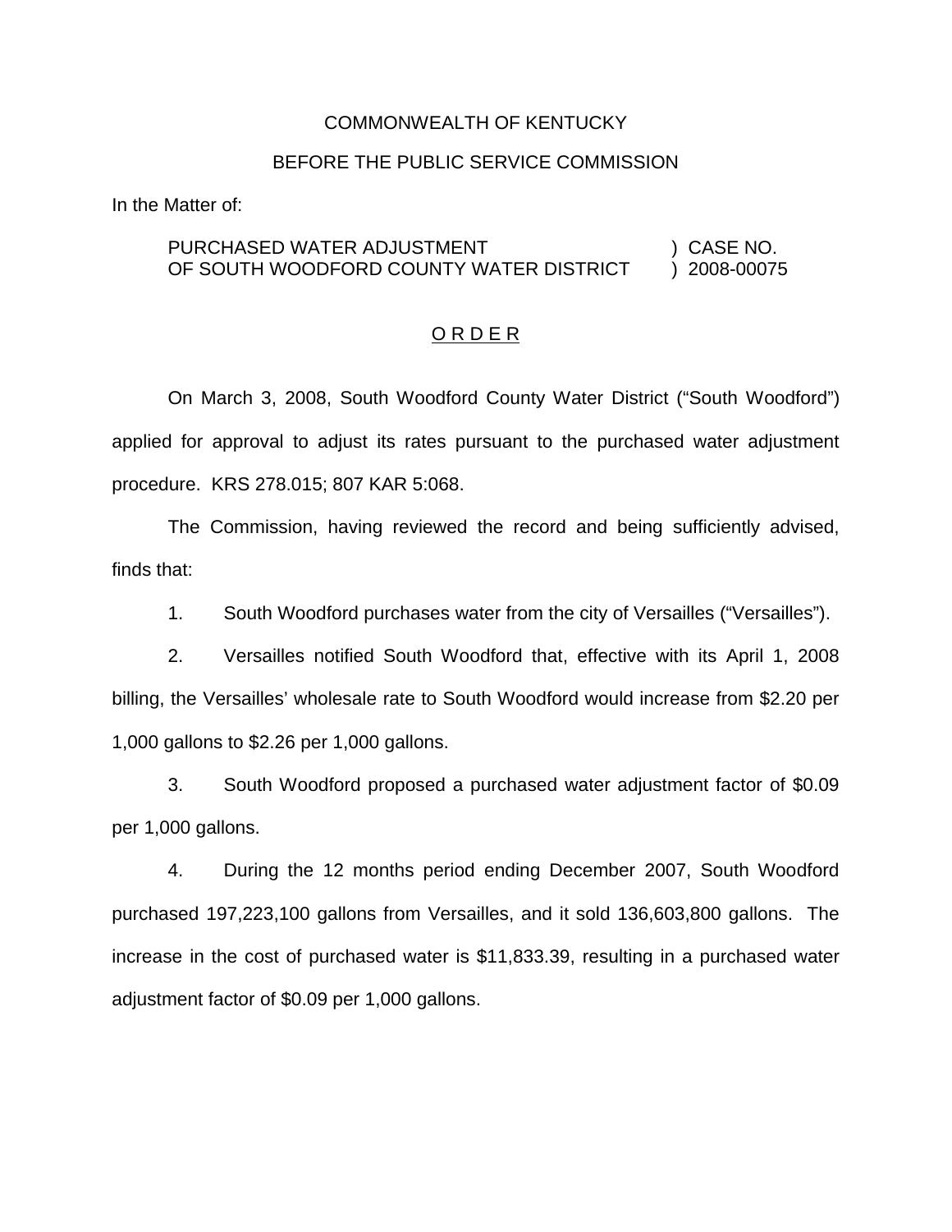COMMONWEALTH OF KENTUCKY

BEFORE THE PUBLIC SERVICE COMMISSION

In the Matter of:

| | | |
|---|---|---|
| PURCHASED WATER ADJUSTMENT OF SOUTH WOODFORD COUNTY WATER DISTRICT | ) ) | CASE NO. 2008-00075 |

## O R D E R

On March 3, 2008, South Woodford County Water District ("South Woodford") applied for approval to adjust its rates pursuant to the purchased water adjustment procedure. KRS 278.015; 807 KAR 5:068.

The Commission, having reviewed the record and being sufficiently advised, finds that:

1. South Woodford purchases water from the city of Versailles ("Versailles").

2. Versailles notified South Woodford that, effective with its April 1, 2008 billing, the Versailles' wholesale rate to South Woodford would increase from $2.20 per 1,000 gallons to $2.26 per 1,000 gallons.

3. South Woodford proposed a purchased water adjustment factor of $0.09 per 1,000 gallons.

4. During the 12 months period ending December 2007, South Woodford purchased 197,223,100 gallons from Versailles, and it sold 136,603,800 gallons. The increase in the cost of purchased water is $11,833.39, resulting in a purchased water adjustment factor of $0.09 per 1,000 gallons.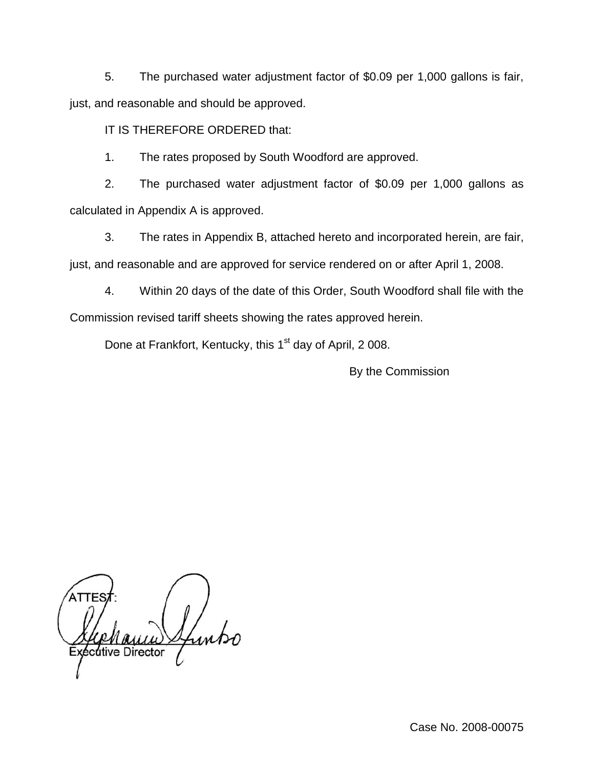5. The purchased water adjustment factor of $0.09 per 1,000 gallons is fair, just, and reasonable and should be approved.

IT IS THEREFORE ORDERED that:

1. The rates proposed by South Woodford are approved.

2. The purchased water adjustment factor of $0.09 per 1,000 gallons as calculated in Appendix A is approved.

3. The rates in Appendix B, attached hereto and incorporated herein, are fair, just, and reasonable and are approved for service rendered on or after April 1, 2008.

4. Within 20 days of the date of this Order, South Woodford shall file with the Commission revised tariff sheets showing the rates approved herein.

Done at Frankfort, Kentucky, this 1st day of April, 2 008.

By the Commission

ATTEST:

Executive Director

Case No. 2008-00075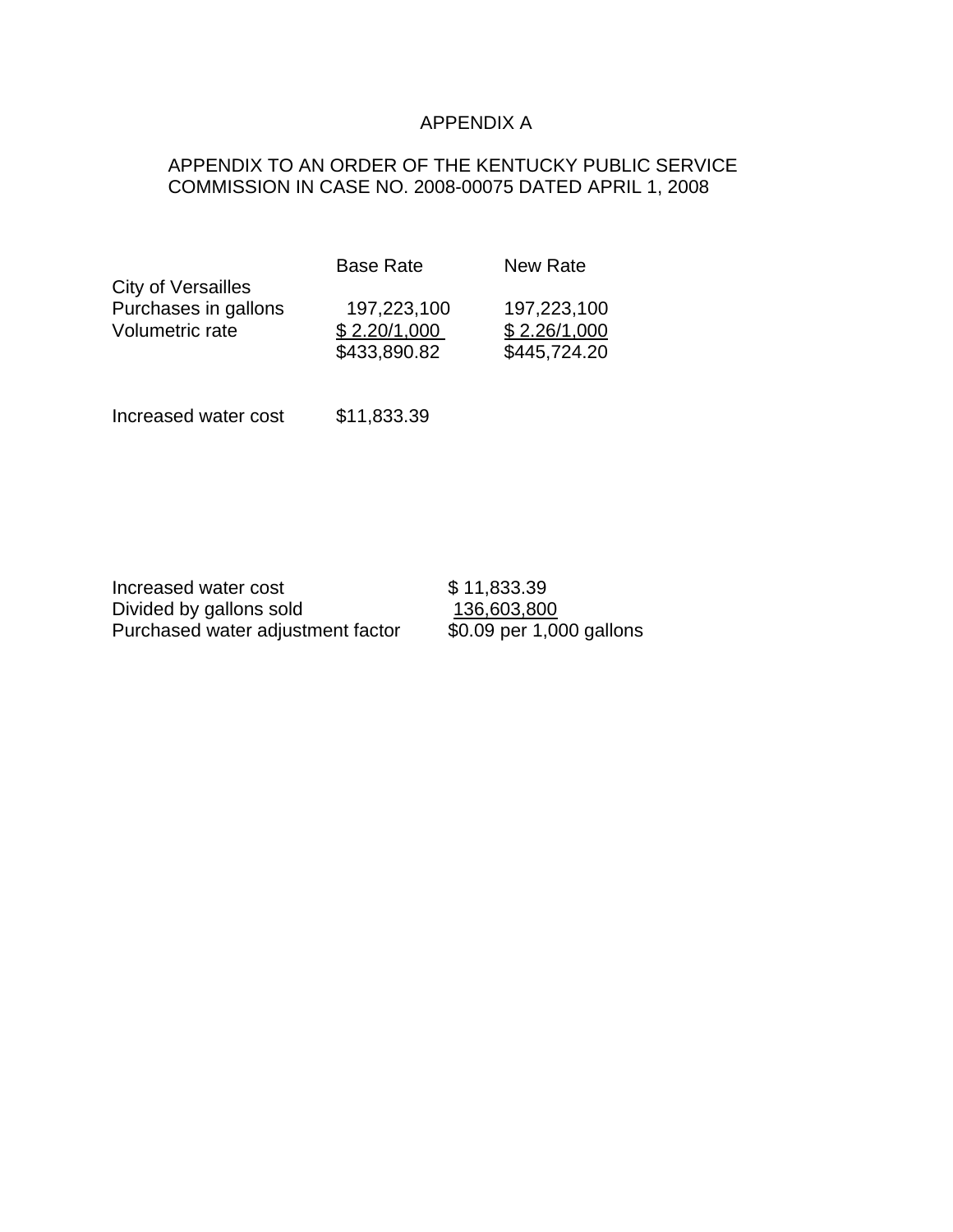# APPENDIX A

APPENDIX TO AN ORDER OF THE KENTUCKY PUBLIC SERVICE COMMISSION IN CASE NO. 2008-00075 DATED APRIL 1, 2008

| | Base Rate | New Rate |
|---|---|---|
| City of Versailles | | |
| Purchases in gallons | 197,223,100 | 197,223,100 |
| Volumetric rate | $ 2.20/1,000 | $ 2.26/1,000 |
| | $433,890.82 | $445,724.20 |

Increased water cost $11,833.39

| | |
|---|---|
| Increased water cost | $ 11,833.39 |
| Divided by gallons sold | 136,603,800 |
| Purchased water adjustment factor | $0.09 per 1,000 gallons |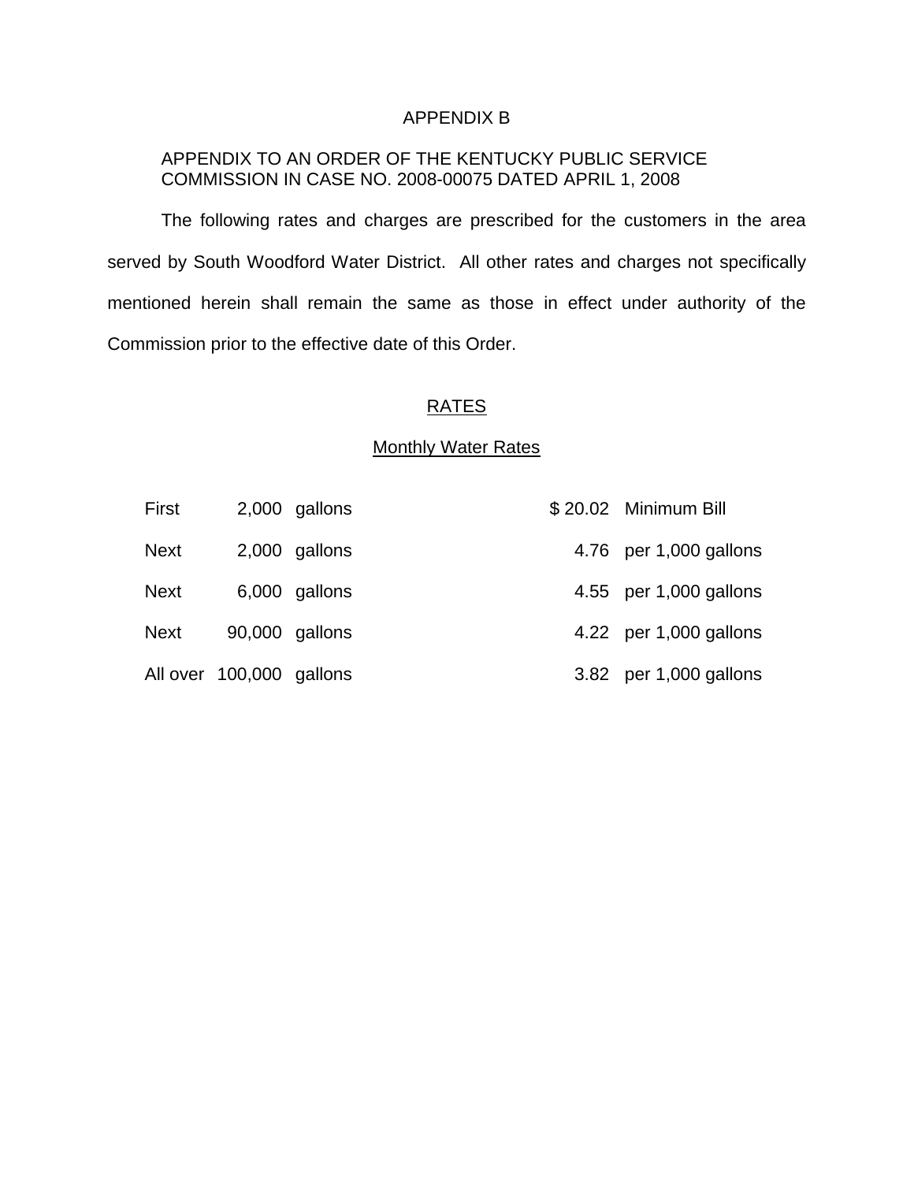# APPENDIX B

APPENDIX TO AN ORDER OF THE KENTUCKY PUBLIC SERVICE COMMISSION IN CASE NO. 2008-00075 DATED APRIL 1, 2008

The following rates and charges are prescribed for the customers in the area served by South Woodford Water District. All other rates and charges not specifically mentioned herein shall remain the same as those in effect under authority of the Commission prior to the effective date of this Order.

## RATES

### Monthly Water Rates

| | | | | |
|---|---|---|---|---|
| First | 2,000 | gallons | $ 20.02 | Minimum Bill |
| Next | 2,000 | gallons | 4.76 | per 1,000 gallons |
| Next | 6,000 | gallons | 4.55 | per 1,000 gallons |
| Next | 90,000 | gallons | 4.22 | per 1,000 gallons |
| All over | 100,000 | gallons | 3.82 | per 1,000 gallons |